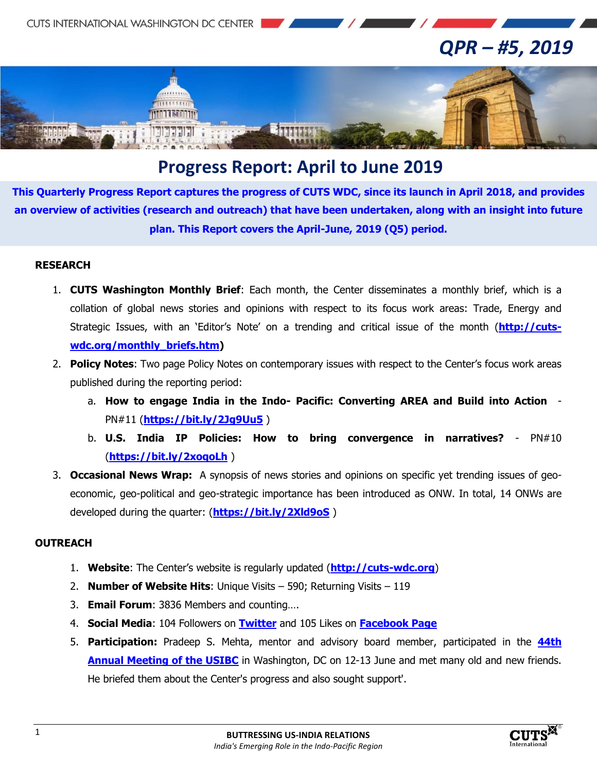# QPR – #5, 2019

## Progress Report: April to June 2019

**This Quarterly Progress Report captures the progress of CUTS WDC, since its launch in April 2018, and provides an overview of activities (research and outreach) that have been undertaken, along with an insight into future plan. This Report covers the April-June, 2019 (Q5) period.**

### RESEARCH

1. **CUTS Washington Monthly Brief**: Each month, the Center disseminates a monthly brief, which is a collation of global news stories and opinions with respect to its focus work areas: Trade, Energy and Strategic Issues, with an 'Editor's Note' on a trending and critical issue of the month (**http://cuts-wdc.org/monthly_briefs.htm**)
2. **Policy Notes**: Two page Policy Notes on contemporary issues with respect to the Center's focus work areas published during the reporting period:
   a. **How to engage India in the Indo- Pacific: Converting AREA and Build into Action** - PN#11 (**https://bit.ly/2Jg9Uu5** )
   b. **U.S. India IP Policies: How to bring convergence in narratives?** - PN#10 (**https://bit.ly/2xoqoLh** )
3. **Occasional News Wrap:** A synopsis of news stories and opinions on specific yet trending issues of geo-economic, geo-political and geo-strategic importance has been introduced as ONW. In total, 14 ONWs are developed during the quarter: (**https://bit.ly/2Xld9oS** )

### OUTREACH

1. **Website**: The Center's website is regularly updated (**http://cuts-wdc.org**)
2. **Number of Website Hits**: Unique Visits – 590; Returning Visits – 119
3. **Email Forum**: 3836 Members and counting….
4. **Social Media**: 104 Followers on **Twitter** and 105 Likes on **Facebook Page**
5. **Participation:** Pradeep S. Mehta, mentor and advisory board member, participated in the **44th Annual Meeting of the USIBC** in Washington, DC on 12-13 June and met many old and new friends. He briefed them about the Center's progress and also sought support'.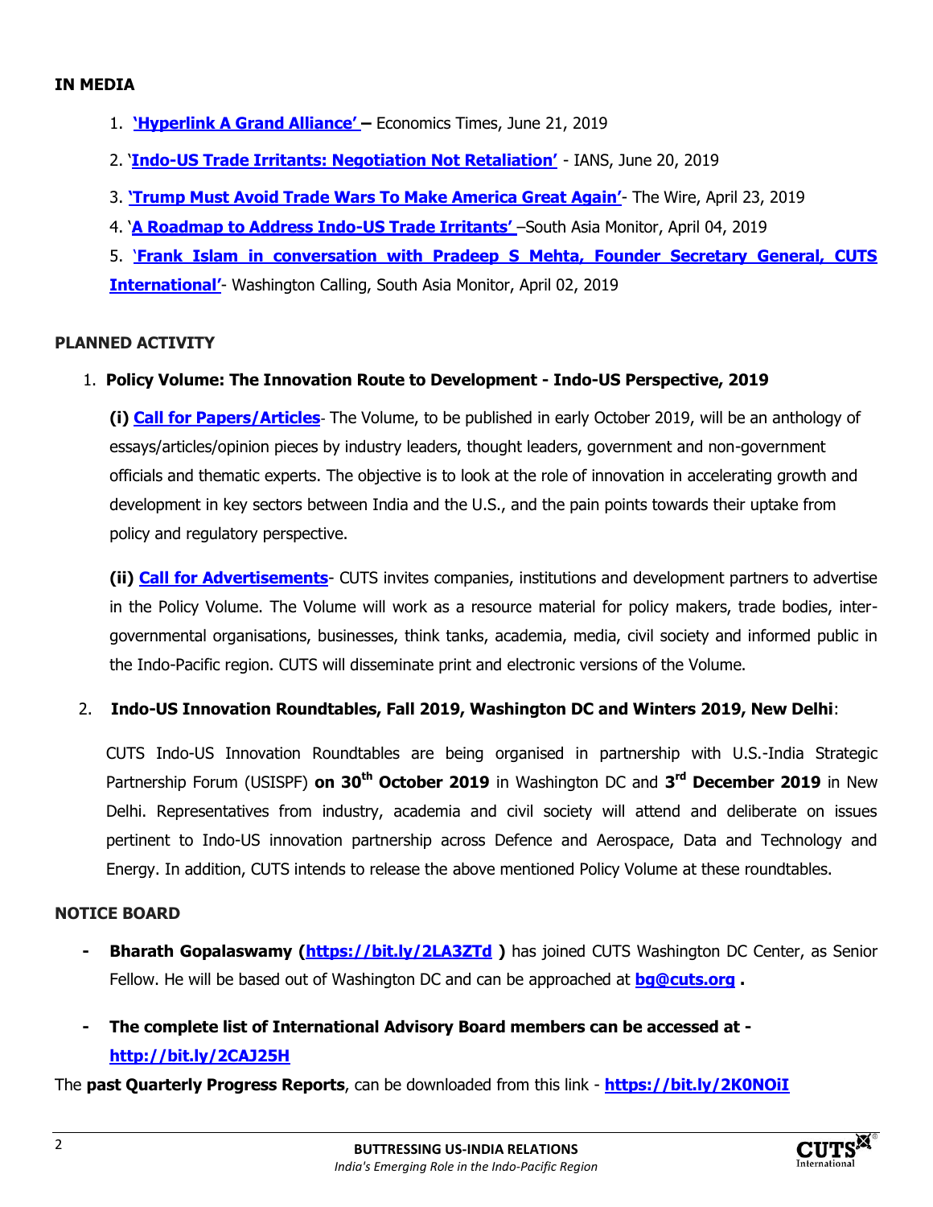**IN MEDIA**

1. **'Hyperlink A Grand Alliance' –** Economics Times, June 21, 2019
2. '**Indo-US Trade Irritants: Negotiation Not Retaliation'** - IANS, June 20, 2019
3. **'Trump Must Avoid Trade Wars To Make America Great Again'**- The Wire, April 23, 2019
4. '**A Roadmap to Address Indo-US Trade Irritants'** –South Asia Monitor, April 04, 2019
5. **'Frank Islam in conversation with Pradeep S Mehta, Founder Secretary General, CUTS International'**- Washington Calling, South Asia Monitor, April 02, 2019

**PLANNED ACTIVITY**

1. **Policy Volume: The Innovation Route to Development - Indo-US Perspective, 2019**

   **(i) Call for Papers/Articles**- The Volume, to be published in early October 2019, will be an anthology of essays/articles/opinion pieces by industry leaders, thought leaders, government and non-government officials and thematic experts. The objective is to look at the role of innovation in accelerating growth and development in key sectors between India and the U.S., and the pain points towards their uptake from policy and regulatory perspective.

   **(ii) Call for Advertisements**- CUTS invites companies, institutions and development partners to advertise in the Policy Volume. The Volume will work as a resource material for policy makers, trade bodies, inter-governmental organisations, businesses, think tanks, academia, media, civil society and informed public in the Indo-Pacific region. CUTS will disseminate print and electronic versions of the Volume.

2. **Indo-US Innovation Roundtables, Fall 2019, Washington DC and Winters 2019, New Delhi**:

   CUTS Indo-US Innovation Roundtables are being organised in partnership with U.S.-India Strategic Partnership Forum (USISPF) **on 30th October 2019** in Washington DC and **3rd December 2019** in New Delhi. Representatives from industry, academia and civil society will attend and deliberate on issues pertinent to Indo-US innovation partnership across Defence and Aerospace, Data and Technology and Energy. In addition, CUTS intends to release the above mentioned Policy Volume at these roundtables.

**NOTICE BOARD**

- **Bharath Gopalaswamy (https://bit.ly/2LA3ZTd )** has joined CUTS Washington DC Center, as Senior Fellow. He will be based out of Washington DC and can be approached at **bg@cuts.org .**
- **The complete list of International Advisory Board members can be accessed at - http://bit.ly/2CAJ25H**

The **past Quarterly Progress Reports**, can be downloaded from this link - **https://bit.ly/2K0NOiI**